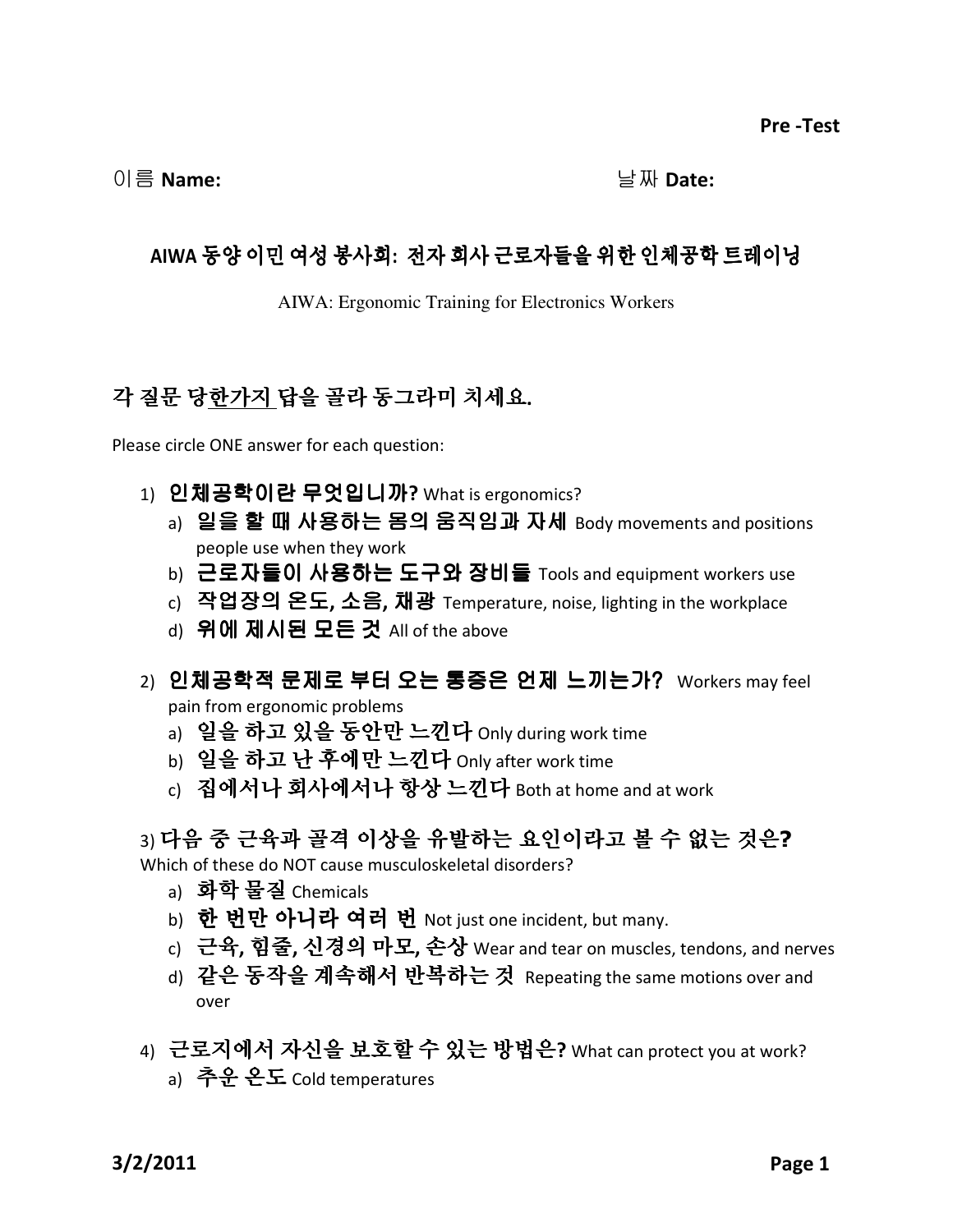**Pre -Test**

이름 **Name:** 날짜 **Date:**

## AIWA 동양 이민 여성 봉사회: 전자 회사 근로자들을 위한 인체공학 트레이닝

AIWA: Ergonomic Training for Electronics Workers

### 각 질문 당 한가지 답을 골라 동그라미 치세요.

Please circle ONE answer for each question:

1) **인체공학이란 무엇입니까?** What is ergonomics?
   a) **일을 할 때 사용하는 몸의 움직임과 자세** Body movements and positions people use when they work
   b) **근로자들이 사용하는 도구와 장비들** Tools and equipment workers use
   c) **작업장의 온도, 소음, 채광** Temperature, noise, lighting in the workplace
   d) **위에 제시된 모든 것** All of the above

2) **인체공학적 문제로 부터 오는 통증은 언제 느끼는가?** Workers may feel pain from ergonomic problems
   a) **일을 하고 있을 동안만 느낀다** Only during work time
   b) **일을 하고 난 후에만 느낀다** Only after work time
   c) **집에서나 회사에서나 항상 느낀다** Both at home and at work

3) **다음 중 근육과 골격 이상을 유발하는 요인이라고 볼 수 없는 것은?**
Which of these do NOT cause musculoskeletal disorders?
   a) **화학 물질** Chemicals
   b) **한 번만 아니라 여러 번** Not just one incident, but many.
   c) **근육, 힘줄, 신경의 마모, 손상** Wear and tear on muscles, tendons, and nerves
   d) **같은 동작을 계속해서 반복하는 것** Repeating the same motions over and over

4) **근로지에서 자신을 보호할 수 있는 방법은?** What can protect you at work?
   a) **추운 온도** Cold temperatures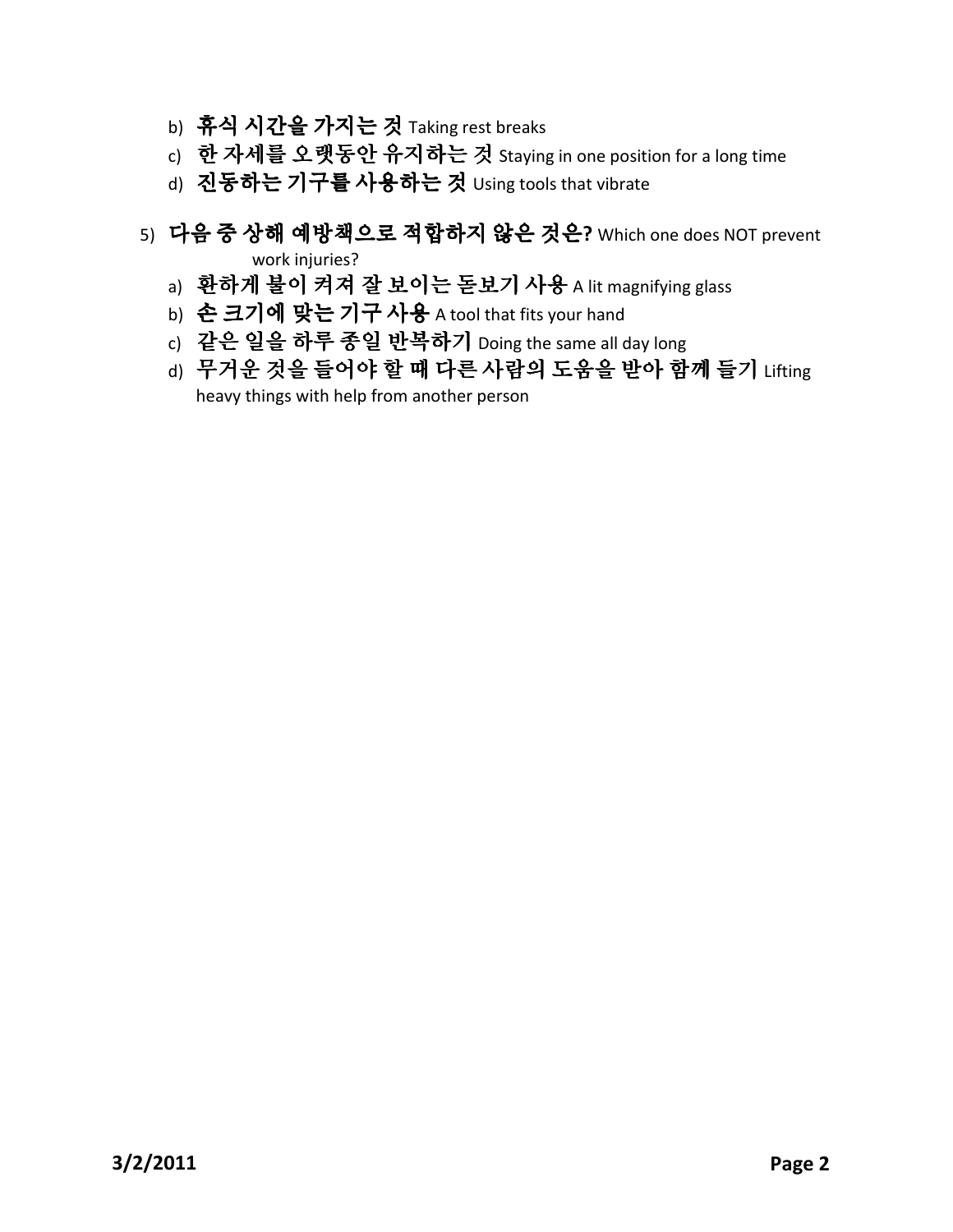b) **휴식 시간을 가지는 것** Taking rest breaks

c) **한 자세를 오랫동안 유지하는 것** Staying in one position for a long time

d) **진동하는 기구를 사용하는 것** Using tools that vibrate

5) **다음 중 상해 예방책으로 적합하지 않은 것은?** Which one does NOT prevent work injuries?

a) **환하게 불이 켜져 잘 보이는 돋보기 사용** A lit magnifying glass

b) **손 크기에 맞는 기구 사용** A tool that fits your hand

c) **같은 일을 하루 종일 반복하기** Doing the same all day long

d) **무거운 것을 들어야 할 때 다른 사람의 도움을 받아 함께 들기** Lifting heavy things with help from another person

**3/2/2011**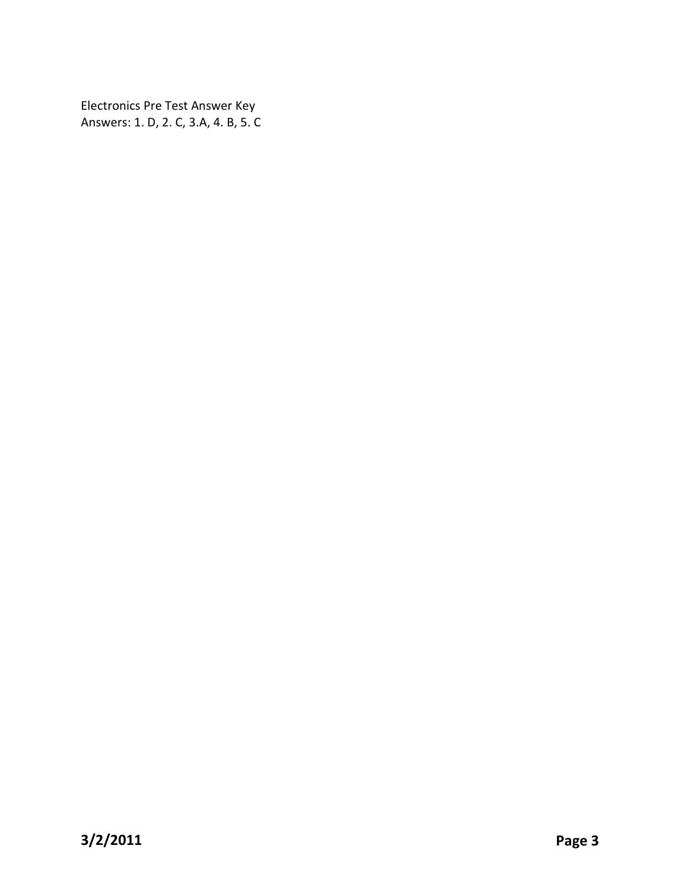Electronics Pre Test Answer Key
Answers: 1. D, 2. C, 3.A, 4. B, 5. C